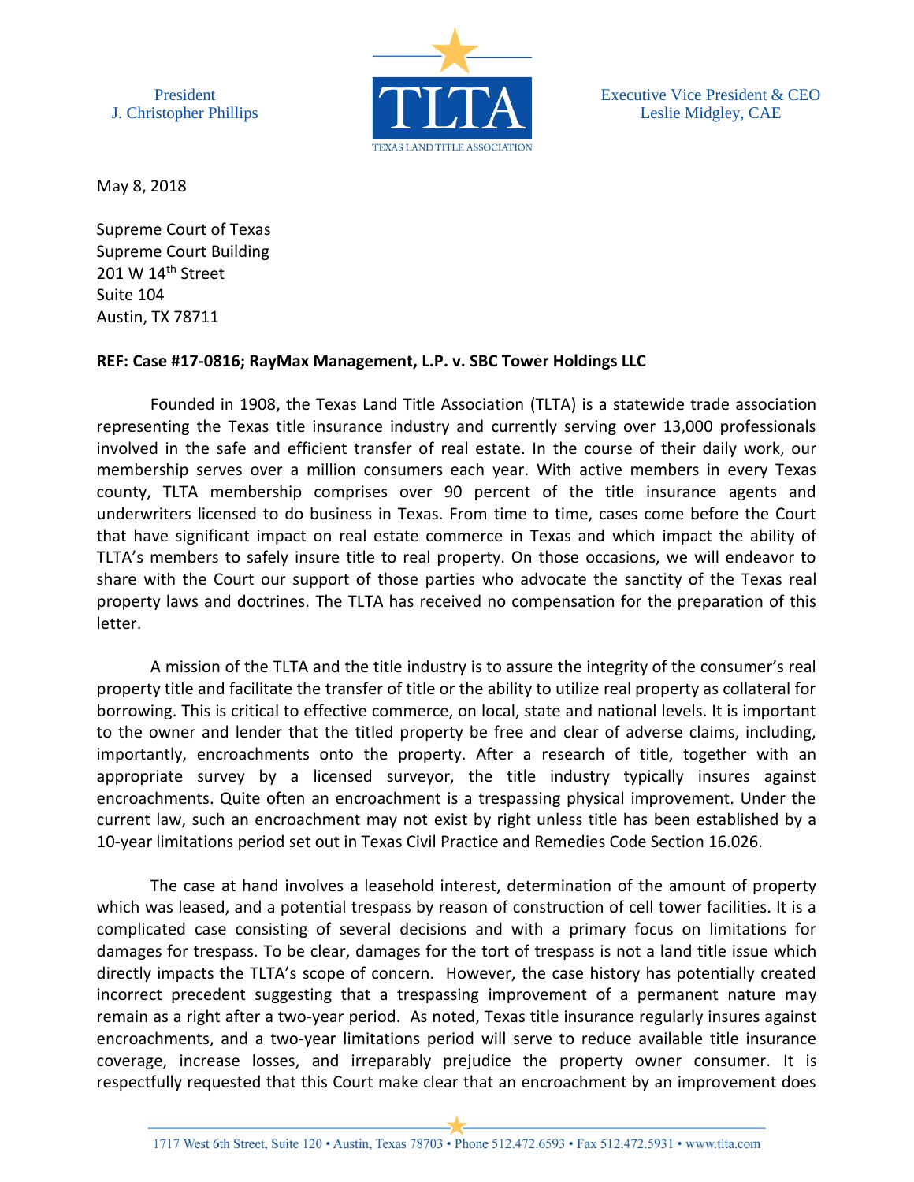President
J. Christopher Phillips

TLTA
TEXAS LAND TITLE ASSOCIATION

Executive Vice President & CEO
Leslie Midgley, CAE

May 8, 2018

Supreme Court of Texas
Supreme Court Building
201 W 14th Street
Suite 104
Austin, TX 78711

**REF: Case #17-0816; RayMax Management, L.P. v. SBC Tower Holdings LLC**

Founded in 1908, the Texas Land Title Association (TLTA) is a statewide trade association representing the Texas title insurance industry and currently serving over 13,000 professionals involved in the safe and efficient transfer of real estate. In the course of their daily work, our membership serves over a million consumers each year. With active members in every Texas county, TLTA membership comprises over 90 percent of the title insurance agents and underwriters licensed to do business in Texas. From time to time, cases come before the Court that have significant impact on real estate commerce in Texas and which impact the ability of TLTA's members to safely insure title to real property. On those occasions, we will endeavor to share with the Court our support of those parties who advocate the sanctity of the Texas real property laws and doctrines. The TLTA has received no compensation for the preparation of this letter.

A mission of the TLTA and the title industry is to assure the integrity of the consumer's real property title and facilitate the transfer of title or the ability to utilize real property as collateral for borrowing. This is critical to effective commerce, on local, state and national levels. It is important to the owner and lender that the titled property be free and clear of adverse claims, including, importantly, encroachments onto the property. After a research of title, together with an appropriate survey by a licensed surveyor, the title industry typically insures against encroachments. Quite often an encroachment is a trespassing physical improvement. Under the current law, such an encroachment may not exist by right unless title has been established by a 10-year limitations period set out in Texas Civil Practice and Remedies Code Section 16.026.

The case at hand involves a leasehold interest, determination of the amount of property which was leased, and a potential trespass by reason of construction of cell tower facilities. It is a complicated case consisting of several decisions and with a primary focus on limitations for damages for trespass. To be clear, damages for the tort of trespass is not a land title issue which directly impacts the TLTA's scope of concern. However, the case history has potentially created incorrect precedent suggesting that a trespassing improvement of a permanent nature may remain as a right after a two-year period. As noted, Texas title insurance regularly insures against encroachments, and a two-year limitations period will serve to reduce available title insurance coverage, increase losses, and irreparably prejudice the property owner consumer. It is respectfully requested that this Court make clear that an encroachment by an improvement does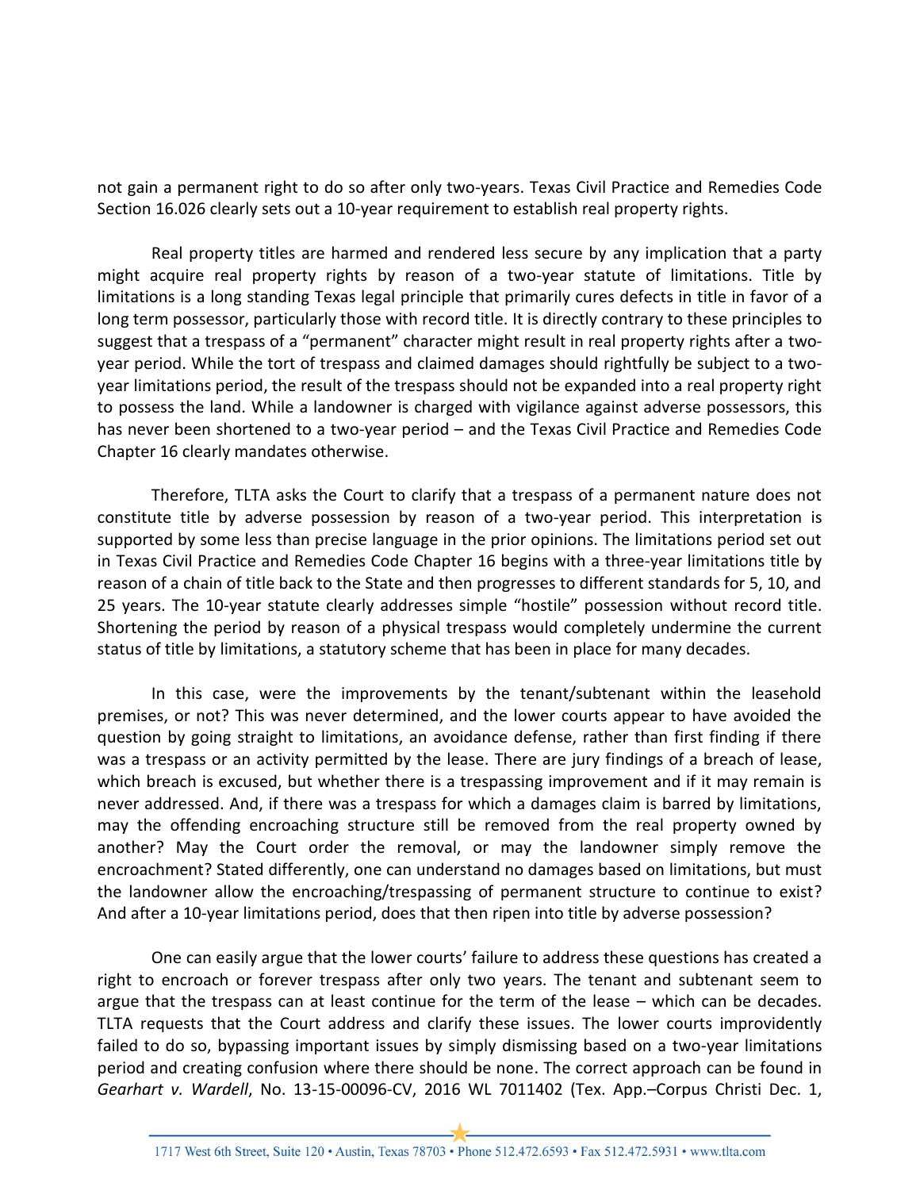not gain a permanent right to do so after only two-years. Texas Civil Practice and Remedies Code Section 16.026 clearly sets out a 10-year requirement to establish real property rights.

Real property titles are harmed and rendered less secure by any implication that a party might acquire real property rights by reason of a two-year statute of limitations. Title by limitations is a long standing Texas legal principle that primarily cures defects in title in favor of a long term possessor, particularly those with record title. It is directly contrary to these principles to suggest that a trespass of a "permanent" character might result in real property rights after a two-year period. While the tort of trespass and claimed damages should rightfully be subject to a two-year limitations period, the result of the trespass should not be expanded into a real property right to possess the land. While a landowner is charged with vigilance against adverse possessors, this has never been shortened to a two-year period – and the Texas Civil Practice and Remedies Code Chapter 16 clearly mandates otherwise.

Therefore, TLTA asks the Court to clarify that a trespass of a permanent nature does not constitute title by adverse possession by reason of a two-year period. This interpretation is supported by some less than precise language in the prior opinions. The limitations period set out in Texas Civil Practice and Remedies Code Chapter 16 begins with a three-year limitations title by reason of a chain of title back to the State and then progresses to different standards for 5, 10, and 25 years. The 10-year statute clearly addresses simple "hostile" possession without record title. Shortening the period by reason of a physical trespass would completely undermine the current status of title by limitations, a statutory scheme that has been in place for many decades.

In this case, were the improvements by the tenant/subtenant within the leasehold premises, or not? This was never determined, and the lower courts appear to have avoided the question by going straight to limitations, an avoidance defense, rather than first finding if there was a trespass or an activity permitted by the lease. There are jury findings of a breach of lease, which breach is excused, but whether there is a trespassing improvement and if it may remain is never addressed. And, if there was a trespass for which a damages claim is barred by limitations, may the offending encroaching structure still be removed from the real property owned by another? May the Court order the removal, or may the landowner simply remove the encroachment? Stated differently, one can understand no damages based on limitations, but must the landowner allow the encroaching/trespassing of permanent structure to continue to exist? And after a 10-year limitations period, does that then ripen into title by adverse possession?

One can easily argue that the lower courts' failure to address these questions has created a right to encroach or forever trespass after only two years. The tenant and subtenant seem to argue that the trespass can at least continue for the term of the lease – which can be decades. TLTA requests that the Court address and clarify these issues. The lower courts improvidently failed to do so, bypassing important issues by simply dismissing based on a two-year limitations period and creating confusion where there should be none. The correct approach can be found in *Gearhart v. Wardell*, No. 13-15-00096-CV, 2016 WL 7011402 (Tex. App.–Corpus Christi Dec. 1,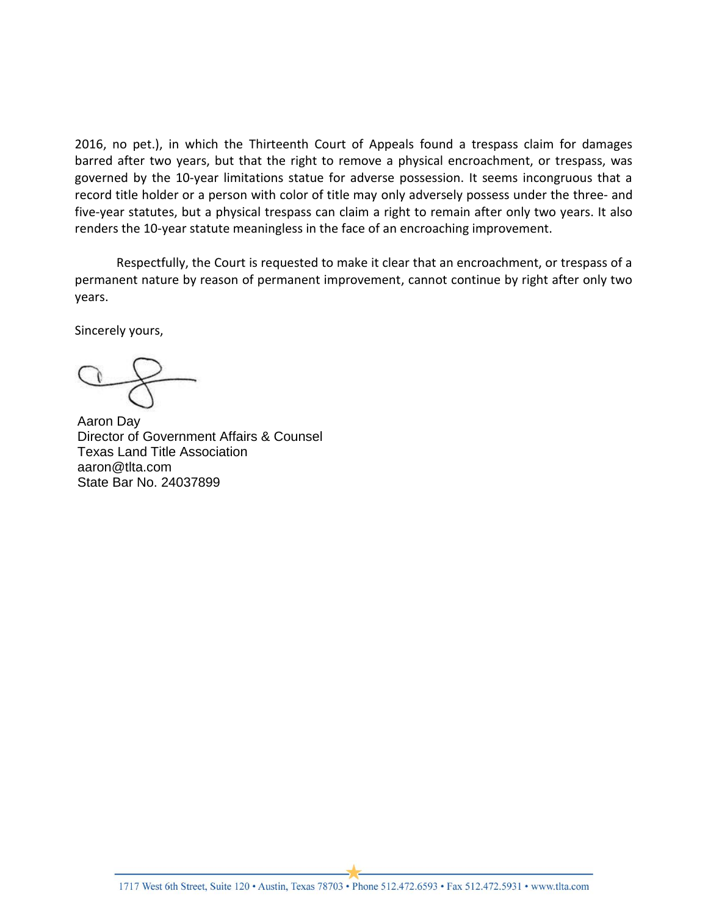2016, no pet.), in which the Thirteenth Court of Appeals found a trespass claim for damages barred after two years, but that the right to remove a physical encroachment, or trespass, was governed by the 10-year limitations statue for adverse possession. It seems incongruous that a record title holder or a person with color of title may only adversely possess under the three- and five-year statutes, but a physical trespass can claim a right to remain after only two years. It also renders the 10-year statute meaningless in the face of an encroaching improvement.

Respectfully, the Court is requested to make it clear that an encroachment, or trespass of a permanent nature by reason of permanent improvement, cannot continue by right after only two years.

Sincerely yours,

Aaron Day
Director of Government Affairs & Counsel
Texas Land Title Association
aaron@tlta.com
State Bar No. 24037899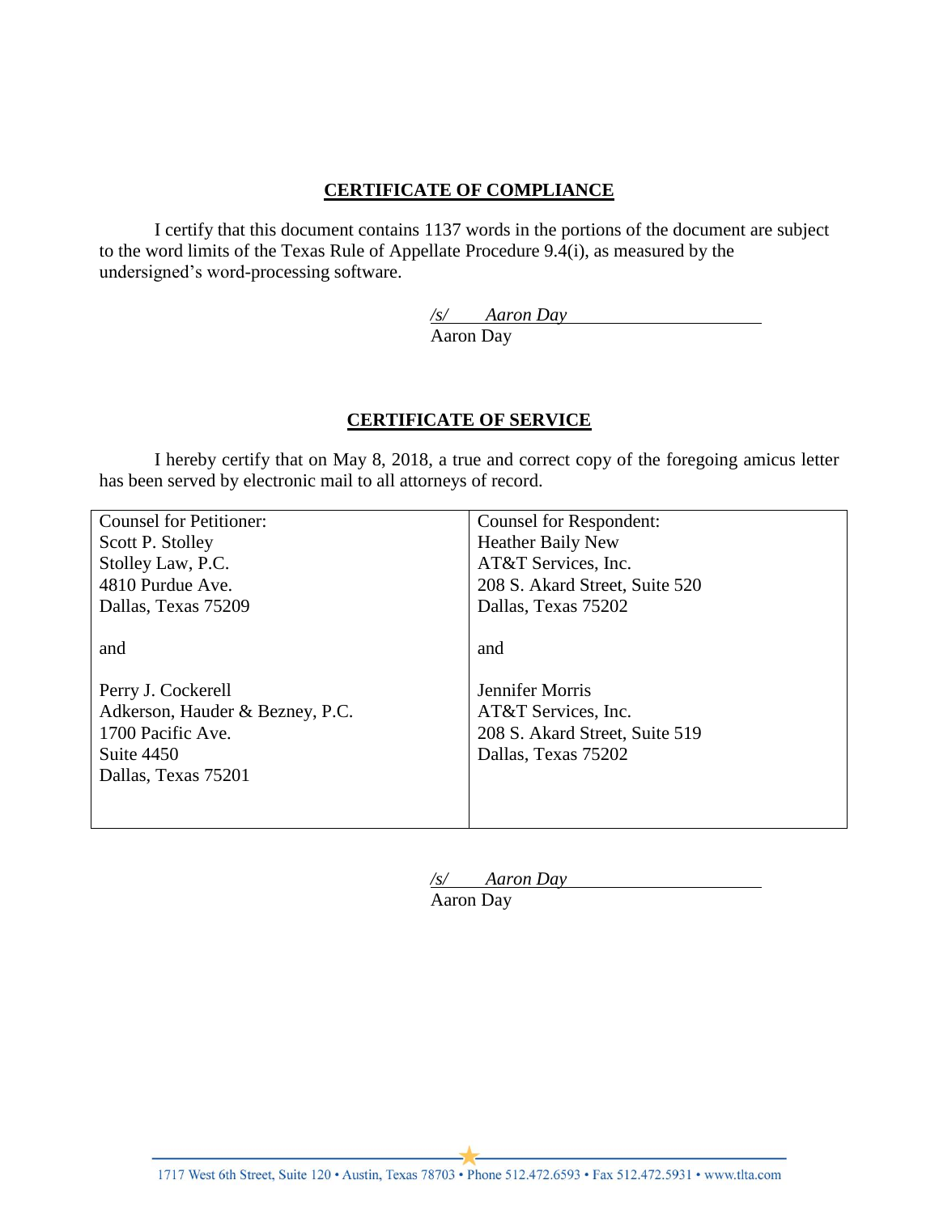## CERTIFICATE OF COMPLIANCE

I certify that this document contains 1137 words in the portions of the document are subject to the word limits of the Texas Rule of Appellate Procedure 9.4(i), as measured by the undersigned's word-processing software.

*/s/ Aaron Day*
Aaron Day

## CERTIFICATE OF SERVICE

I hereby certify that on May 8, 2018, a true and correct copy of the foregoing amicus letter has been served by electronic mail to all attorneys of record.

| | |
|---|---|
| Counsel for Petitioner:<br>Scott P. Stolley<br>Stolley Law, P.C.<br>4810 Purdue Ave.<br>Dallas, Texas 75209<br><br>and<br><br>Perry J. Cockerell<br>Adkerson, Hauder & Bezney, P.C.<br>1700 Pacific Ave.<br>Suite 4450<br>Dallas, Texas 75201 | Counsel for Respondent:<br>Heather Baily New<br>AT&T Services, Inc.<br>208 S. Akard Street, Suite 520<br>Dallas, Texas 75202<br><br>and<br><br>Jennifer Morris<br>AT&T Services, Inc.<br>208 S. Akard Street, Suite 519<br>Dallas, Texas 75202 |

*/s/ Aaron Day*
Aaron Day